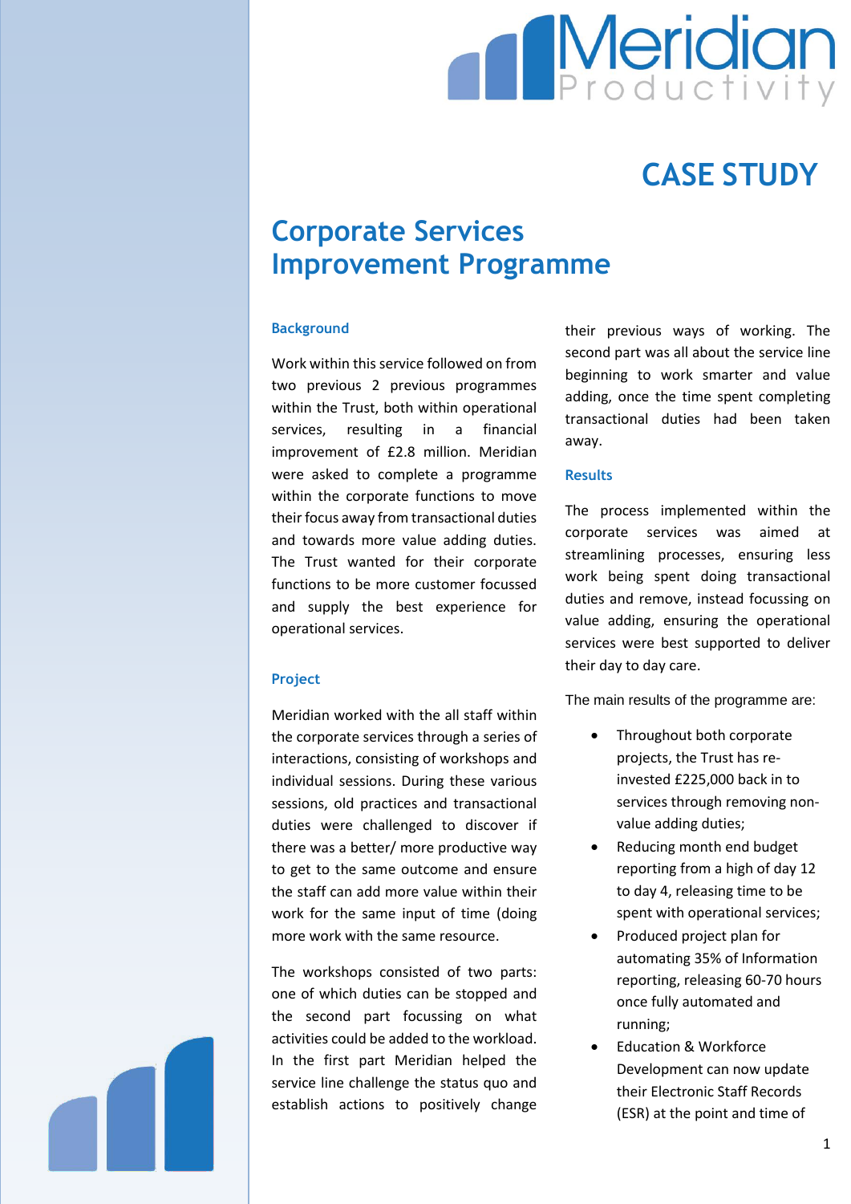# CASE STUDY

# Corporate Services Improvement Programme

### Background

Work within this service followed on from two previous 2 previous programmes within the Trust, both within operational services, resulting in a financial improvement of £2.8 million. Meridian were asked to complete a programme within the corporate functions to move their focus away from transactional duties and towards more value adding duties. The Trust wanted for their corporate functions to be more customer focussed and supply the best experience for operational services.

### Project

Meridian worked with the all staff within the corporate services through a series of interactions, consisting of workshops and individual sessions. During these various sessions, old practices and transactional duties were challenged to discover if there was a better/ more productive way to get to the same outcome and ensure the staff can add more value within their work for the same input of time (doing more work with the same resource.

The workshops consisted of two parts: one of which duties can be stopped and the second part focussing on what activities could be added to the workload. In the first part Meridian helped the service line challenge the status quo and establish actions to positively change their previous ways of working. The second part was all about the service line beginning to work smarter and value adding, once the time spent completing transactional duties had been taken away.

### Results

The process implemented within the corporate services was aimed at streamlining processes, ensuring less work being spent doing transactional duties and remove, instead focussing on value adding, ensuring the operational services were best supported to deliver their day to day care.

The main results of the programme are:

- Throughout both corporate projects, the Trust has re-invested £225,000 back in to services through removing non-value adding duties;
- Reducing month end budget reporting from a high of day 12 to day 4, releasing time to be spent with operational services;
- Produced project plan for automating 35% of Information reporting, releasing 60-70 hours once fully automated and running;
- Education & Workforce Development can now update their Electronic Staff Records (ESR) at the point and time of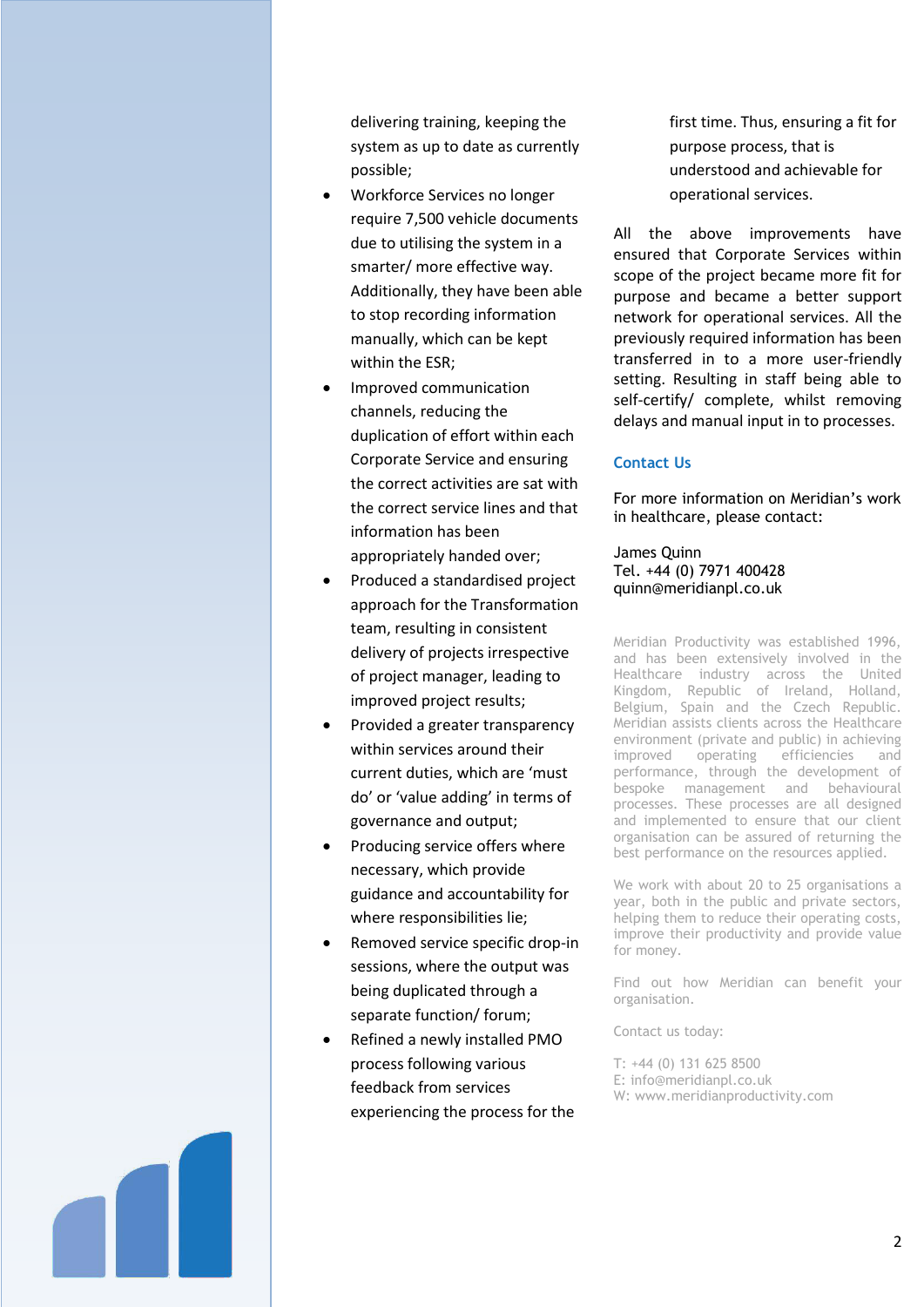delivering training, keeping the system as up to date as currently possible;

- Workforce Services no longer require 7,500 vehicle documents due to utilising the system in a smarter/ more effective way. Additionally, they have been able to stop recording information manually, which can be kept within the ESR;
- Improved communication channels, reducing the duplication of effort within each Corporate Service and ensuring the correct activities are sat with the correct service lines and that information has been appropriately handed over;
- Produced a standardised project approach for the Transformation team, resulting in consistent delivery of projects irrespective of project manager, leading to improved project results;
- Provided a greater transparency within services around their current duties, which are 'must do' or 'value adding' in terms of governance and output;
- Producing service offers where necessary, which provide guidance and accountability for where responsibilities lie;
- Removed service specific drop-in sessions, where the output was being duplicated through a separate function/ forum;
- Refined a newly installed PMO process following various feedback from services experiencing the process for the first time. Thus, ensuring a fit for purpose process, that is understood and achievable for operational services.

All the above improvements have ensured that Corporate Services within scope of the project became more fit for purpose and became a better support network for operational services. All the previously required information has been transferred in to a more user-friendly setting. Resulting in staff being able to self-certify/ complete, whilst removing delays and manual input in to processes.

## Contact Us

For more information on Meridian's work in healthcare, please contact:

James Quinn
Tel. +44 (0) 7971 400428
quinn@meridianpl.co.uk

Meridian Productivity was established 1996, and has been extensively involved in the Healthcare industry across the United Kingdom, Republic of Ireland, Holland, Belgium, Spain and the Czech Republic. Meridian assists clients across the Healthcare environment (private and public) in achieving improved operating efficiencies and performance, through the development of bespoke management and behavioural processes. These processes are all designed and implemented to ensure that our client organisation can be assured of returning the best performance on the resources applied.

We work with about 20 to 25 organisations a year, both in the public and private sectors, helping them to reduce their operating costs, improve their productivity and provide value for money.

Find out how Meridian can benefit your organisation.

Contact us today:

T: +44 (0) 131 625 8500
E: info@meridianpl.co.uk
W: www.meridianproductivity.com